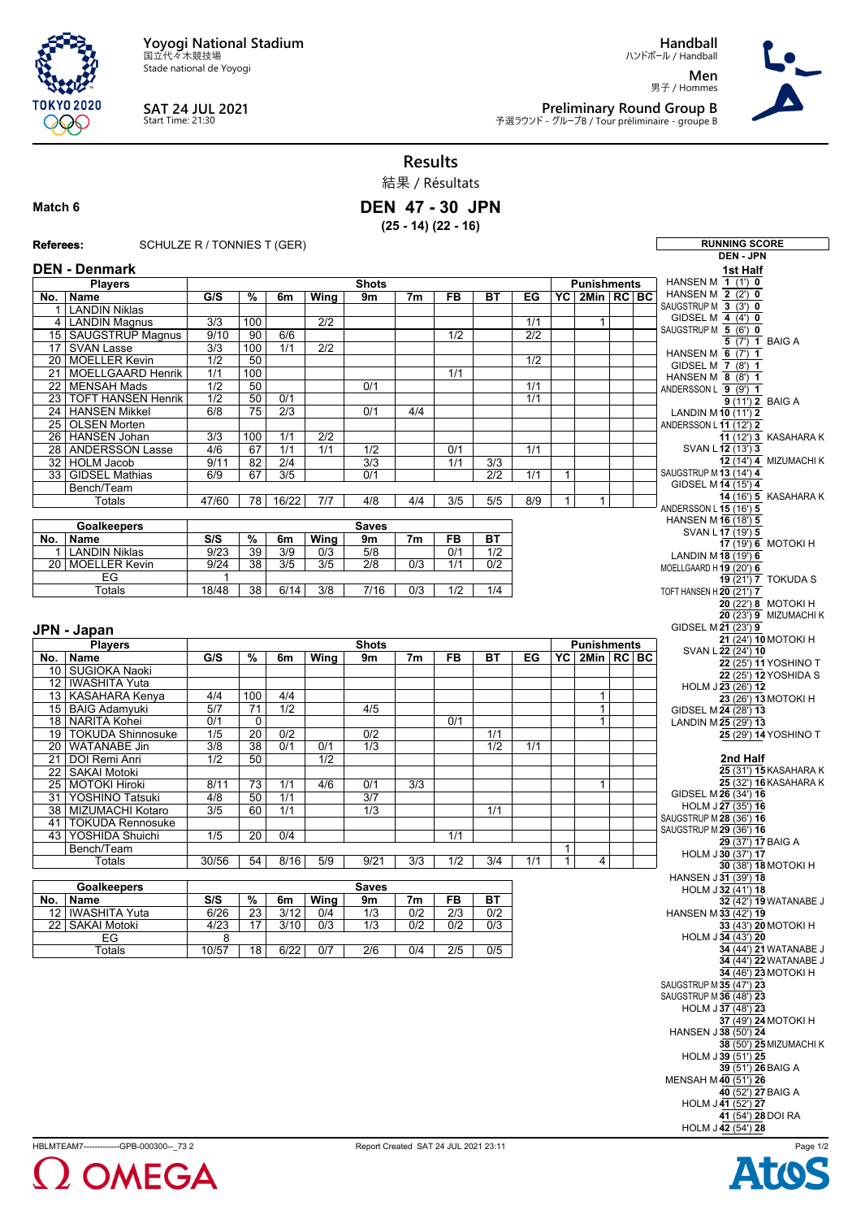Yoyogi National Stadium
国立代々木競技場
Stade national de Yoyogi

**SAT 24 JUL 2021**
Start Time: 21:30

**Handball**
ハンドボール / Handball

**Men**
男子 / Hommes

**Preliminary Round Group B**
予選ラウンド - グループB / Tour préliminaire - groupe B

# Results
結果 / Résultats

**Match 6**

## DEN 47 - 30 JPN
**(25 - 14) (22 - 16)**

**Referees:** SCHULZE R / TONNIES T (GER)

### DEN - Denmark

| No. | Name | G/S | % | 6m | Wing | 9m | 7m | FB | BT | EG | YC | 2Min | RC | BC |
|---|---|---|---|---|---|---|---|---|---|---|---|---|---|---|
| | **Players** | | | **Shots** | | | | | | | **Punishments** | | | |
| 1 | LANDIN Niklas | | | | | | | | | | | | | |
| 4 | LANDIN Magnus | 3/3 | 100 | | 2/2 | | | | | 1/1 | | 1 | | |
| 15 | SAUGSTRUP Magnus | 9/10 | 90 | 6/6 | | | | 1/2 | | 2/2 | | | | |
| 17 | SVAN Lasse | 3/3 | 100 | 1/1 | 2/2 | | | | | | | | | |
| 20 | MOELLER Kevin | 1/2 | 50 | | | | | | | 1/2 | | | | |
| 21 | MOELLGAARD Henrik | 1/1 | 100 | | | | | 1/1 | | | | | | |
| 22 | MENSAH Mads | 1/2 | 50 | | | 0/1 | | | | 1/1 | | | | |
| 23 | TOFT HANSEN Henrik | 1/2 | 50 | 0/1 | | | | | | 1/1 | | | | |
| 24 | HANSEN Mikkel | 6/8 | 75 | 2/3 | | 0/1 | 4/4 | | | | | | | |
| 25 | OLSEN Morten | | | | | | | | | | | | | |
| 26 | HANSEN Johan | 3/3 | 100 | 1/1 | 2/2 | | | | | | | | | |
| 28 | ANDERSSON Lasse | 4/6 | 67 | 1/1 | 1/1 | 1/2 | | 0/1 | | 1/1 | | | | |
| 32 | HOLM Jacob | 9/11 | 82 | 2/4 | | 3/3 | | 1/1 | 3/3 | | | | | |
| 33 | GIDSEL Mathias | 6/9 | 67 | 3/5 | | 0/1 | | | 2/2 | 1/1 | 1 | | | |
| | Bench/Team | | | | | | | | | | | | | |
| | Totals | 47/60 | 78 | 16/22 | 7/7 | 4/8 | 4/4 | 3/5 | 5/5 | 8/9 | 1 | 1 | | |

| No. | Name | S/S | % | 6m | Wing | 9m | 7m | FB | BT |
|---|---|---|---|---|---|---|---|---|---|
| | **Goalkeepers** | | | **Saves** | | | | | |
| 1 | LANDIN Niklas | 9/23 | 39 | 3/9 | 0/3 | 5/8 | | 0/1 | 1/2 |
| 20 | MOELLER Kevin | 9/24 | 38 | 3/5 | 3/5 | 2/8 | 0/3 | 1/1 | 0/2 |
| | EG | 1 | | | | | | | |
| | Totals | 18/48 | 38 | 6/14 | 3/8 | 7/16 | 0/3 | 1/2 | 1/4 |

### JPN - Japan

| No. | Name | G/S | % | 6m | Wing | 9m | 7m | FB | BT | EG | YC | 2Min | RC | BC |
|---|---|---|---|---|---|---|---|---|---|---|---|---|---|---|
| | **Players** | | | **Shots** | | | | | | | **Punishments** | | | |
| 10 | SUGIOKA Naoki | | | | | | | | | | | | | |
| 12 | IWASHITA Yuta | | | | | | | | | | | | | |
| 13 | KASAHARA Kenya | 4/4 | 100 | 4/4 | | | | | | | | 1 | | |
| 15 | BAIG Adamyuki | 5/7 | 71 | 1/2 | | 4/5 | | | | | | 1 | | |
| 18 | NARITA Kohei | 0/1 | 0 | | | | | 0/1 | | | | 1 | | |
| 19 | TOKUDA Shinnosuke | 1/5 | 20 | 0/2 | | 0/2 | | | 1/1 | | | | | |
| 20 | WATANABE Jin | 3/8 | 38 | 0/1 | 0/1 | 1/3 | | | 1/2 | 1/1 | | | | |
| 21 | DOI Remi Anri | 1/2 | 50 | | 1/2 | | | | | | | | | |
| 22 | SAKAI Motoki | | | | | | | | | | | | | |
| 25 | MOTOKI Hiroki | 8/11 | 73 | 1/1 | 4/6 | 0/1 | 3/3 | | | | | 1 | | |
| 31 | YOSHINO Tatsuki | 4/8 | 50 | 1/1 | | 3/7 | | | | | | | | |
| 38 | MIZUMACHI Kotaro | 3/5 | 60 | 1/1 | | 1/3 | | | 1/1 | | | | | |
| 41 | TOKUDA Rennosuke | | | | | | | | | | | | | |
| 43 | YOSHIDA Shuichi | 1/5 | 20 | 0/4 | | | | 1/1 | | | | | | |
| | Bench/Team | | | | | | | | | | 1 | | | |
| | Totals | 30/56 | 54 | 8/16 | 5/9 | 9/21 | 3/3 | 1/2 | 3/4 | 1/1 | 1 | 4 | | |

| No. | Name | S/S | % | 6m | Wing | 9m | 7m | FB | BT |
|---|---|---|---|---|---|---|---|---|---|
| | **Goalkeepers** | | | **Saves** | | | | | |
| 12 | IWASHITA Yuta | 6/26 | 23 | 3/12 | 0/4 | 1/3 | 0/2 | 2/3 | 0/2 |
| 22 | SAKAI Motoki | 4/23 | 17 | 3/10 | 0/3 | 1/3 | 0/2 | 0/2 | 0/3 |
| | EG | 8 | | | | | | | |
| | Totals | 10/57 | 18 | 6/22 | 0/7 | 2/6 | 0/4 | 2/5 | 0/5 |

### RUNNING SCORE
**DEN - JPN**

**1st Half**

| DEN | Score (time) | JPN |
|---|---|---|
| HANSEN M | 1 (1') 0 | |
| HANSEN M | 2 (2') 0 | |
| SAUGSTRUP M | 3 (3') 0 | |
| GIDSEL M | 4 (4') 0 | |
| SAUGSTRUP M | 5 (6') 0 | |
| | 5 (7') 1 | BAIG A |
| HANSEN M | 6 (7') 1 | |
| GIDSEL M | 7 (8') 1 | |
| HANSEN M | 8 (8') 1 | |
| ANDERSSON L | 9 (9') 1 | |
| | 9 (11') 2 | BAIG A |
| LANDIN M | 10 (11') 2 | |
| ANDERSSON L | 11 (12') 2 | |
| | 11 (12') 3 | KASAHARA K |
| SVAN L | 12 (13') 3 | |
| | 12 (14') 4 | MIZUMACHI K |
| SAUGSTRUP M | 13 (14') 4 | |
| GIDSEL M | 14 (15') 4 | |
| | 14 (16') 5 | KASAHARA K |
| ANDERSSON L | 15 (16') 5 | |
| HANSEN M | 16 (18') 5 | |
| SVAN L | 17 (19') 5 | |
| | 17 (19') 6 | MOTOKI H |
| LANDIN M | 18 (19') 6 | |
| MOELLGAARD H | 19 (20') 6 | |
| | 19 (21') 7 | TOKUDA S |
| TOFT HANSEN H | 20 (21') 7 | |
| | 20 (22') 8 | MOTOKI H |
| | 20 (23') 9 | MIZUMACHI K |
| GIDSEL M | 21 (23') 9 | |
| | 21 (24') 10 | MOTOKI H |
| SVAN L | 22 (24') 10 | |
| | 22 (25') 11 | YOSHINO T |
| | 22 (25') 12 | YOSHIDA S |
| HOLM J | 23 (26') 12 | |
| | 23 (26') 13 | MOTOKI H |
| GIDSEL M | 24 (28') 13 | |
| LANDIN M | 25 (29') 13 | |
| | 25 (29') 14 | YOSHINO T |

**2nd Half**

| DEN | Score (time) | JPN |
|---|---|---|
| | 25 (31') 15 | KASAHARA K |
| | 25 (32') 16 | KASAHARA K |
| GIDSEL M | 26 (34') 16 | |
| HOLM J | 27 (35') 16 | |
| SAUGSTRUP M | 28 (36') 16 | |
| SAUGSTRUP M | 29 (36') 16 | |
| | 29 (37') 17 | BAIG A |
| HOLM J | 30 (37') 17 | |
| | 30 (38') 18 | MOTOKI H |
| HANSEN J | 31 (39') 18 | |
| HOLM J | 32 (41') 18 | |
| | 32 (42') 19 | WATANABE J |
| HANSEN M | 33 (42') 19 | |
| | 33 (43') 20 | MOTOKI H |
| HOLM J | 34 (43') 20 | |
| | 34 (44') 21 | WATANABE J |
| | 34 (44') 22 | WATANABE J |
| | 34 (46') 23 | MOTOKI H |
| SAUGSTRUP M | 35 (47') 23 | |
| SAUGSTRUP M | 36 (48') 23 | |
| HOLM J | 37 (48') 23 | |
| | 37 (49') 24 | MOTOKI H |
| HANSEN J | 38 (50') 24 | |
| | 38 (50') 25 | MIZUMACHI K |
| HOLM J | 39 (51') 25 | |
| | 39 (51') 26 | BAIG A |
| MENSAH M | 40 (51') 26 | |
| | 40 (52') 27 | BAIG A |
| HOLM J | 41 (52') 27 | |
| | 41 (54') 28 | DOI RA |
| HOLM J | 42 (54') 28 | |

HBLMTEAM7--------------GPB-000300--_73 2 Report Created SAT 24 JUL 2021 23:11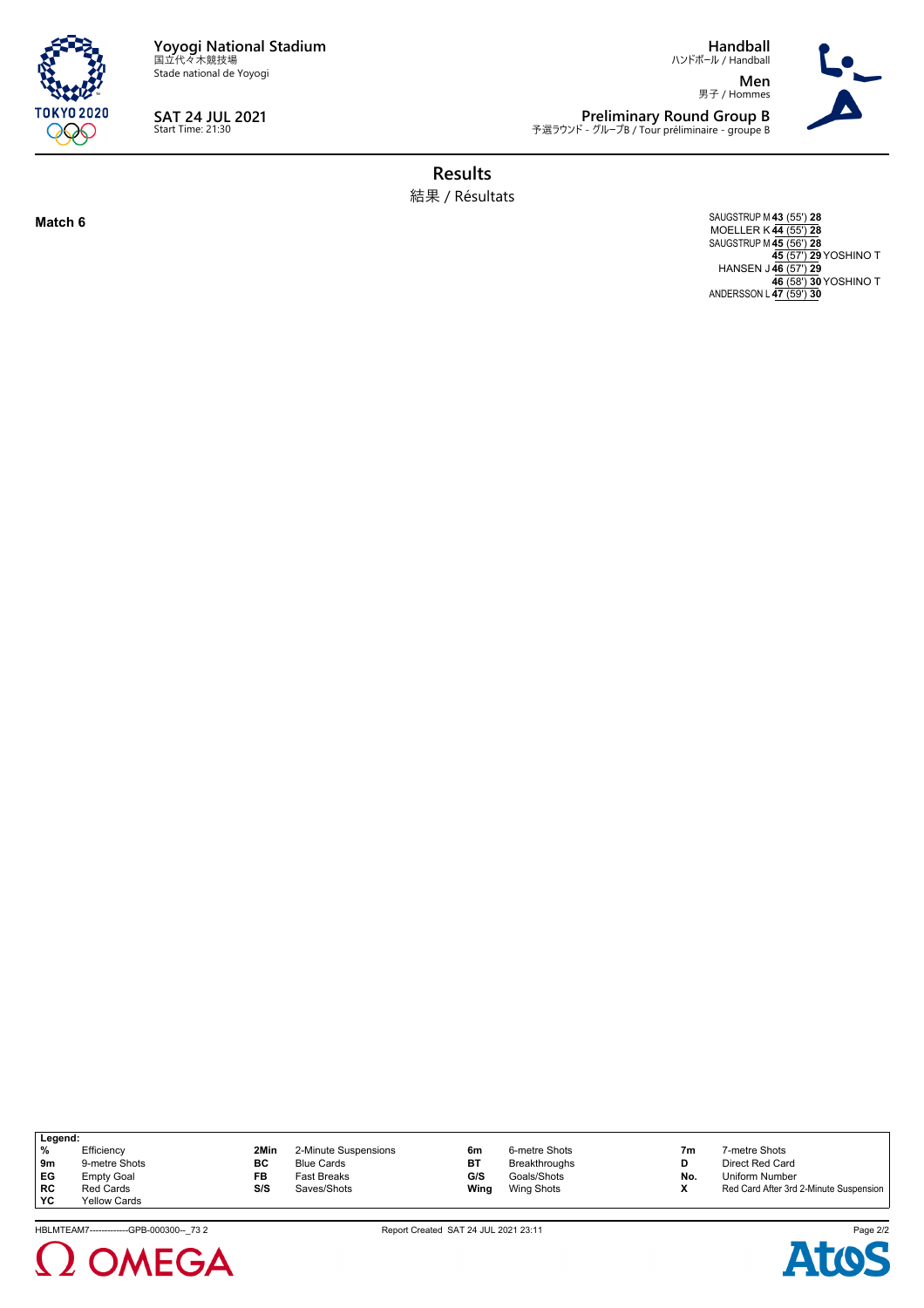Yoyogi National Stadium
国立代々木競技場
Stade national de Yoyogi

**SAT 24 JUL 2021**
Start Time: 21:30

**Handball**
ハンドボール / Handball

**Men**
男子 / Hommes

**Preliminary Round Group B**
予選ラウンド - グループB / Tour préliminaire - groupe B

## Results
結果 / Résultats

**Match 6**

SAUGSTRUP M **43** (55') **28**
MOELLER K **44** (55') **28**
SAUGSTRUP M **45** (56') **28**
**45** (57') **29** YOSHINO T
HANSEN J **46** (57') **29**
**46** (58') **30** YOSHINO T
ANDERSSON L **47** (59') **30**

**Legend:**

| | | | | | | | |
|---|---|---|---|---|---|---|---|
| **%** | Efficiency | **2Min** | 2-Minute Suspensions | **6m** | 6-metre Shots | **7m** | 7-metre Shots |
| **9m** | 9-metre Shots | **BC** | Blue Cards | **BT** | Breakthroughs | **D** | Direct Red Card |
| **EG** | Empty Goal | **FB** | Fast Breaks | **G/S** | Goals/Shots | **No.** | Uniform Number |
| **RC** | Red Cards | **S/S** | Saves/Shots | **Wing** | Wing Shots | **X** | Red Card After 3rd 2-Minute Suspension |
| **YC** | Yellow Cards | | | | | | |

HBLMTEAM7--------------GPB-000300--_73 2 Report Created SAT 24 JUL 2021 23:11